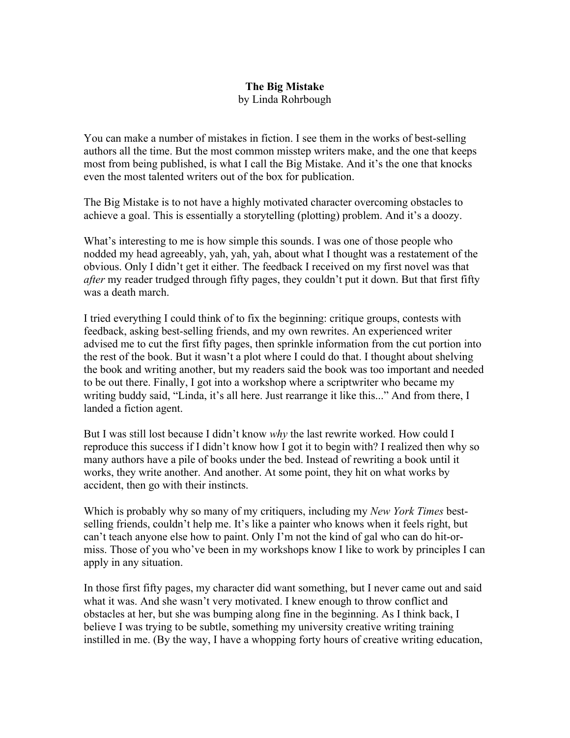# The Big Mistake

by Linda Rohrbough

You can make a number of mistakes in fiction. I see them in the works of best-selling authors all the time. But the most common misstep writers make, and the one that keeps most from being published, is what I call the Big Mistake. And it's the one that knocks even the most talented writers out of the box for publication.

The Big Mistake is to not have a highly motivated character overcoming obstacles to achieve a goal. This is essentially a storytelling (plotting) problem. And it's a doozy.

What's interesting to me is how simple this sounds. I was one of those people who nodded my head agreeably, yah, yah, yah, about what I thought was a restatement of the obvious. Only I didn't get it either. The feedback I received on my first novel was that *after* my reader trudged through fifty pages, they couldn't put it down. But that first fifty was a death march.

I tried everything I could think of to fix the beginning: critique groups, contests with feedback, asking best-selling friends, and my own rewrites. An experienced writer advised me to cut the first fifty pages, then sprinkle information from the cut portion into the rest of the book. But it wasn't a plot where I could do that. I thought about shelving the book and writing another, but my readers said the book was too important and needed to be out there. Finally, I got into a workshop where a scriptwriter who became my writing buddy said, "Linda, it's all here. Just rearrange it like this..." And from there, I landed a fiction agent.

But I was still lost because I didn't know *why* the last rewrite worked. How could I reproduce this success if I didn't know how I got it to begin with? I realized then why so many authors have a pile of books under the bed. Instead of rewriting a book until it works, they write another. And another. At some point, they hit on what works by accident, then go with their instincts.

Which is probably why so many of my critiquers, including my *New York Times* best-selling friends, couldn't help me. It's like a painter who knows when it feels right, but can't teach anyone else how to paint. Only I'm not the kind of gal who can do hit-or-miss. Those of you who've been in my workshops know I like to work by principles I can apply in any situation.

In those first fifty pages, my character did want something, but I never came out and said what it was. And she wasn't very motivated. I knew enough to throw conflict and obstacles at her, but she was bumping along fine in the beginning. As I think back, I believe I was trying to be subtle, something my university creative writing training instilled in me. (By the way, I have a whopping forty hours of creative writing education,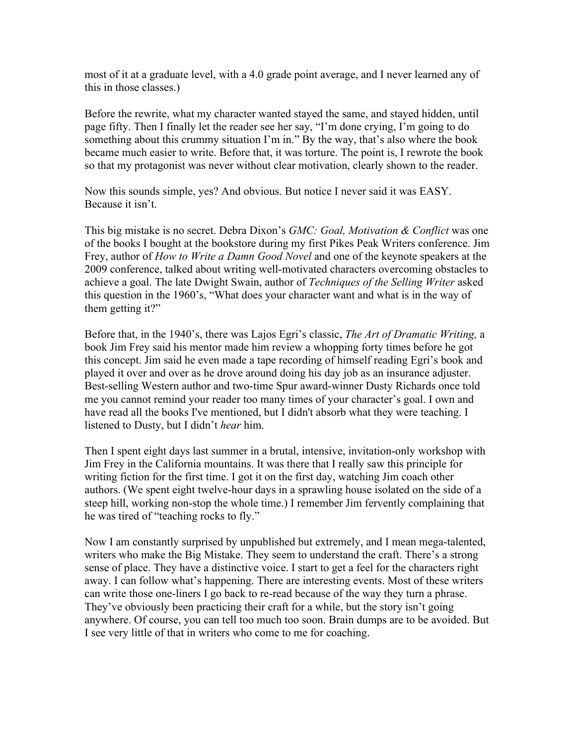most of it at a graduate level, with a 4.0 grade point average, and I never learned any of this in those classes.)

Before the rewrite, what my character wanted stayed the same, and stayed hidden, until page fifty. Then I finally let the reader see her say, "I'm done crying, I'm going to do something about this crummy situation I'm in." By the way, that's also where the book became much easier to write. Before that, it was torture. The point is, I rewrote the book so that my protagonist was never without clear motivation, clearly shown to the reader.

Now this sounds simple, yes? And obvious. But notice I never said it was EASY. Because it isn't.

This big mistake is no secret. Debra Dixon's *GMC: Goal, Motivation & Conflict* was one of the books I bought at the bookstore during my first Pikes Peak Writers conference. Jim Frey, author of *How to Write a Damn Good Novel* and one of the keynote speakers at the 2009 conference, talked about writing well-motivated characters overcoming obstacles to achieve a goal. The late Dwight Swain, author of *Techniques of the Selling Writer* asked this question in the 1960's, "What does your character want and what is in the way of them getting it?"

Before that, in the 1940's, there was Lajos Egri's classic, *The Art of Dramatic Writing,* a book Jim Frey said his mentor made him review a whopping forty times before he got this concept. Jim said he even made a tape recording of himself reading Egri's book and played it over and over as he drove around doing his day job as an insurance adjuster. Best-selling Western author and two-time Spur award-winner Dusty Richards once told me you cannot remind your reader too many times of your character's goal. I own and have read all the books I've mentioned, but I didn't absorb what they were teaching. I listened to Dusty, but I didn't *hear* him.

Then I spent eight days last summer in a brutal, intensive, invitation-only workshop with Jim Frey in the California mountains. It was there that I really saw this principle for writing fiction for the first time. I got it on the first day, watching Jim coach other authors. (We spent eight twelve-hour days in a sprawling house isolated on the side of a steep hill, working non-stop the whole time.) I remember Jim fervently complaining that he was tired of "teaching rocks to fly."

Now I am constantly surprised by unpublished but extremely, and I mean mega-talented, writers who make the Big Mistake. They seem to understand the craft. There's a strong sense of place. They have a distinctive voice. I start to get a feel for the characters right away. I can follow what's happening. There are interesting events. Most of these writers can write those one-liners I go back to re-read because of the way they turn a phrase. They've obviously been practicing their craft for a while, but the story isn't going anywhere. Of course, you can tell too much too soon. Brain dumps are to be avoided. But I see very little of that in writers who come to me for coaching.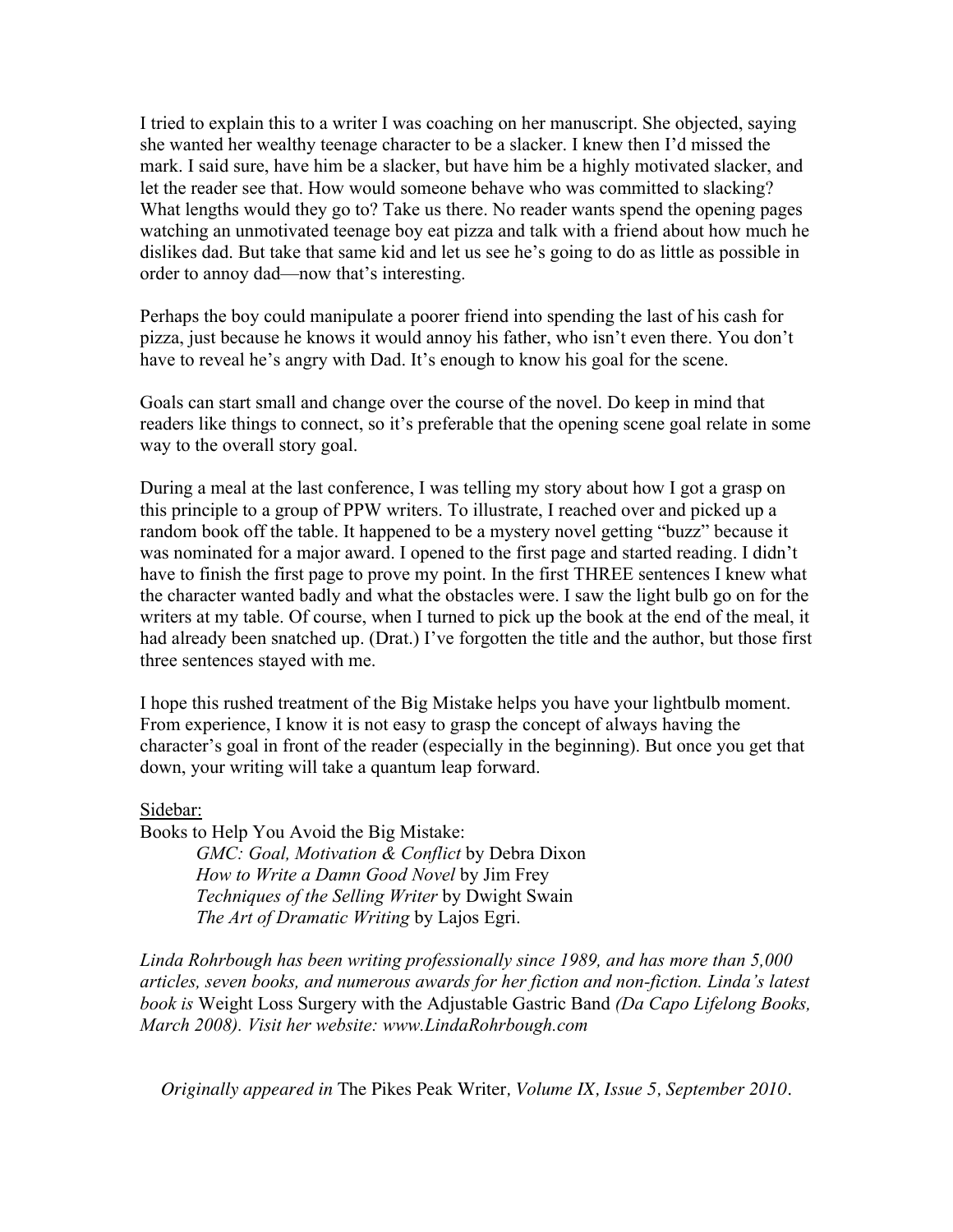I tried to explain this to a writer I was coaching on her manuscript. She objected, saying she wanted her wealthy teenage character to be a slacker. I knew then I'd missed the mark. I said sure, have him be a slacker, but have him be a highly motivated slacker, and let the reader see that. How would someone behave who was committed to slacking? What lengths would they go to? Take us there. No reader wants spend the opening pages watching an unmotivated teenage boy eat pizza and talk with a friend about how much he dislikes dad. But take that same kid and let us see he's going to do as little as possible in order to annoy dad—now that's interesting.

Perhaps the boy could manipulate a poorer friend into spending the last of his cash for pizza, just because he knows it would annoy his father, who isn't even there. You don't have to reveal he's angry with Dad. It's enough to know his goal for the scene.

Goals can start small and change over the course of the novel. Do keep in mind that readers like things to connect, so it's preferable that the opening scene goal relate in some way to the overall story goal.

During a meal at the last conference, I was telling my story about how I got a grasp on this principle to a group of PPW writers. To illustrate, I reached over and picked up a random book off the table. It happened to be a mystery novel getting "buzz" because it was nominated for a major award. I opened to the first page and started reading. I didn't have to finish the first page to prove my point. In the first THREE sentences I knew what the character wanted badly and what the obstacles were. I saw the light bulb go on for the writers at my table. Of course, when I turned to pick up the book at the end of the meal, it had already been snatched up. (Drat.) I've forgotten the title and the author, but those first three sentences stayed with me.

I hope this rushed treatment of the Big Mistake helps you have your lightbulb moment. From experience, I know it is not easy to grasp the concept of always having the character's goal in front of the reader (especially in the beginning). But once you get that down, your writing will take a quantum leap forward.

<u>Sidebar:</u>

Books to Help You Avoid the Big Mistake:

- *GMC: Goal, Motivation & Conflict* by Debra Dixon
- *How to Write a Damn Good Novel* by Jim Frey
- *Techniques of the Selling Writer* by Dwight Swain
- *The Art of Dramatic Writing* by Lajos Egri.

*Linda Rohrbough has been writing professionally since 1989, and has more than 5,000 articles, seven books, and numerous awards for her fiction and non-fiction. Linda's latest book is* Weight Loss Surgery with the Adjustable Gastric Band *(Da Capo Lifelong Books, March 2008). Visit her website: www.LindaRohrbough.com*

*Originally appeared in* The Pikes Peak Writer*, Volume IX, Issue 5, September 2010.*